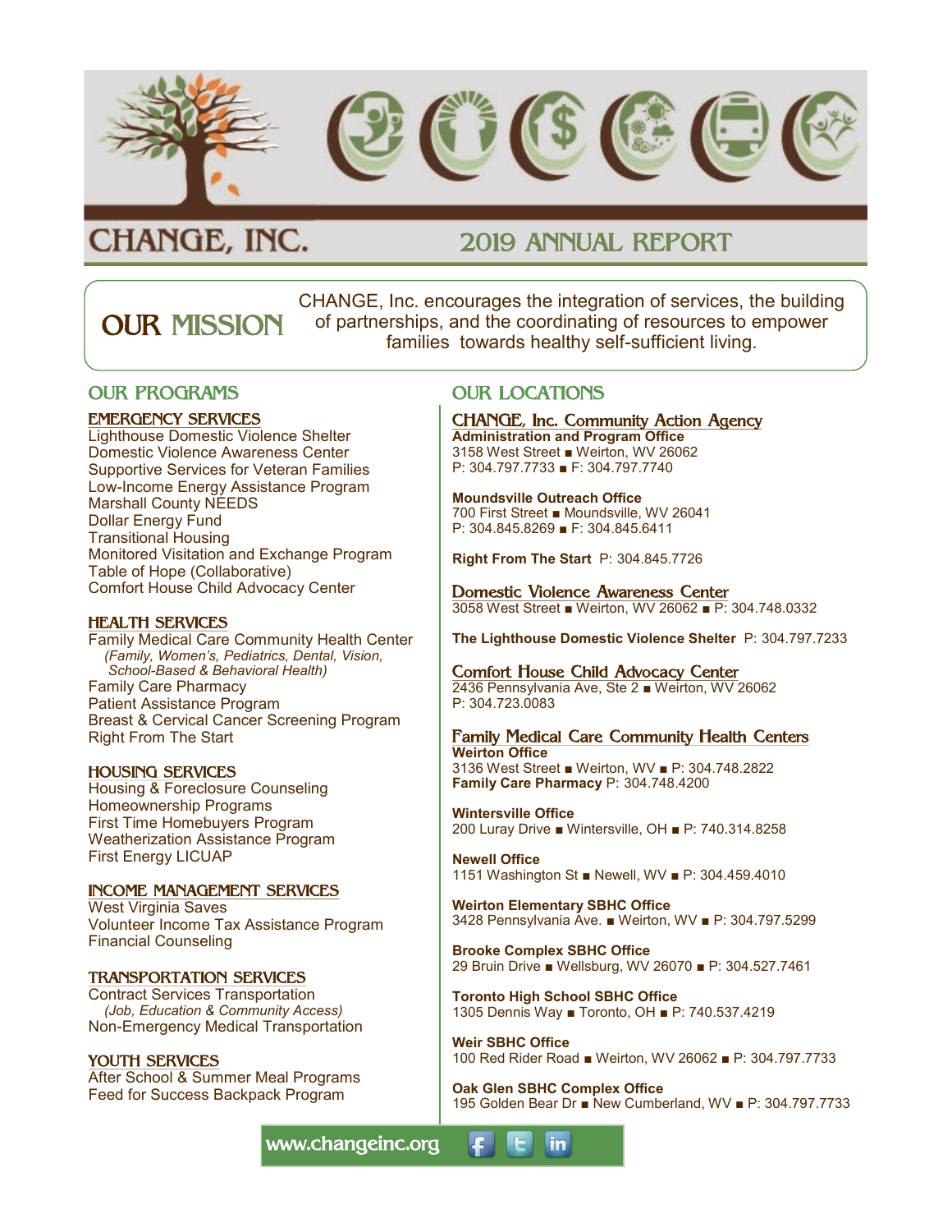# CHANGE, INC.

## 2019 ANNUAL REPORT

## OUR MISSION

CHANGE, Inc. encourages the integration of services, the building of partnerships, and the coordinating of resources to empower families towards healthy self-sufficient living.

## OUR PROGRAMS

### EMERGENCY SERVICES

Lighthouse Domestic Violence Shelter
Domestic Violence Awareness Center
Supportive Services for Veteran Families
Low-Income Energy Assistance Program
Marshall County NEEDS
Dollar Energy Fund
Transitional Housing
Monitored Visitation and Exchange Program
Table of Hope (Collaborative)
Comfort House Child Advocacy Center

### HEALTH SERVICES

Family Medical Care Community Health Center
*(Family, Women's, Pediatrics, Dental, Vision, School-Based & Behavioral Health)*
Family Care Pharmacy
Patient Assistance Program
Breast & Cervical Cancer Screening Program
Right From The Start

### HOUSING SERVICES

Housing & Foreclosure Counseling
Homeownership Programs
First Time Homebuyers Program
Weatherization Assistance Program
First Energy LICUAP

### INCOME MANAGEMENT SERVICES

West Virginia Saves
Volunteer Income Tax Assistance Program
Financial Counseling

### TRANSPORTATION SERVICES

Contract Services Transportation
*(Job, Education & Community Access)*
Non-Emergency Medical Transportation

### YOUTH SERVICES

After School & Summer Meal Programs
Feed for Success Backpack Program

## OUR LOCATIONS

### CHANGE, Inc. Community Action Agency

**Administration and Program Office**
3158 West Street ■ Weirton, WV 26062
P: 304.797.7733 ■ F: 304.797.7740

**Moundsville Outreach Office**
700 First Street ■ Moundsville, WV 26041
P: 304.845.8269 ■ F: 304.845.6411

**Right From The Start** P: 304.845.7726

### Domestic Violence Awareness Center

3058 West Street ■ Weirton, WV 26062 ■ P: 304.748.0332

**The Lighthouse Domestic Violence Shelter** P: 304.797.7233

### Comfort House Child Advocacy Center

2436 Pennsylvania Ave, Ste 2 ■ Weirton, WV 26062
P: 304.723.0083

### Family Medical Care Community Health Centers

**Weirton Office**
3136 West Street ■ Weirton, WV ■ P: 304.748.2822
**Family Care Pharmacy** P: 304.748.4200

**Wintersville Office**
200 Luray Drive ■ Wintersville, OH ■ P: 740.314.8258

**Newell Office**
1151 Washington St ■ Newell, WV ■ P: 304.459.4010

**Weirton Elementary SBHC Office**
3428 Pennsylvania Ave. ■ Weirton, WV ■ P: 304.797.5299

**Brooke Complex SBHC Office**
29 Bruin Drive ■ Wellsburg, WV 26070 ■ P: 304.527.7461

**Toronto High School SBHC Office**
1305 Dennis Way ■ Toronto, OH ■ P: 740.537.4219

**Weir SBHC Office**
100 Red Rider Road ■ Weirton, WV 26062 ■ P: 304.797.7733

**Oak Glen SBHC Complex Office**
195 Golden Bear Dr ■ New Cumberland, WV ■ P: 304.797.7733

www.changeinc.org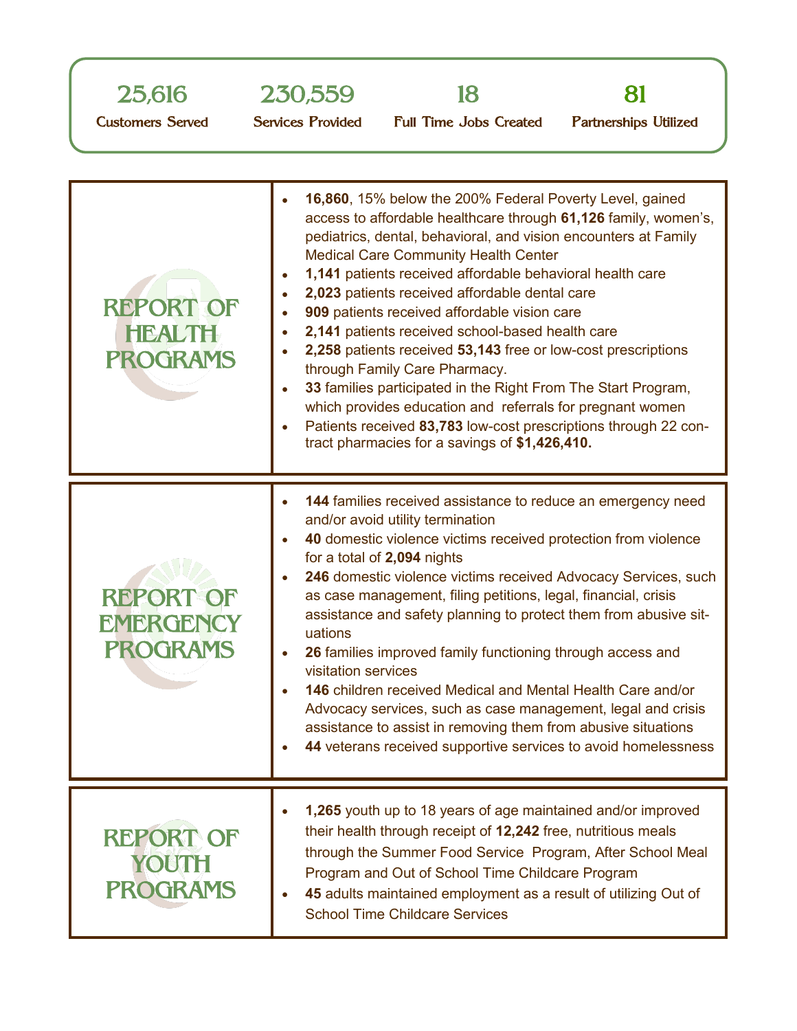| 25,616 | 230,559 | 18 | 81 |
|---|---|---|---|
| Customers Served | Services Provided | Full Time Jobs Created | Partnerships Utilized |

## REPORT OF HEALTH PROGRAMS

- **16,860**, 15% below the 200% Federal Poverty Level, gained access to affordable healthcare through **61,126** family, women's, pediatrics, dental, behavioral, and vision encounters at Family Medical Care Community Health Center
- **1,141** patients received affordable behavioral health care
- **2,023** patients received affordable dental care
- **909** patients received affordable vision care
- **2,141** patients received school-based health care
- **2,258** patients received **53,143** free or low-cost prescriptions through Family Care Pharmacy.
- **33** families participated in the Right From The Start Program, which provides education and referrals for pregnant women
- Patients received **83,783** low-cost prescriptions through 22 contract pharmacies for a savings of **$1,426,410.**

## REPORT OF EMERGENCY PROGRAMS

- **144** families received assistance to reduce an emergency need and/or avoid utility termination
- **40** domestic violence victims received protection from violence for a total of **2,094** nights
- **246** domestic violence victims received Advocacy Services, such as case management, filing petitions, legal, financial, crisis assistance and safety planning to protect them from abusive situations
- **26** families improved family functioning through access and visitation services
- **146** children received Medical and Mental Health Care and/or Advocacy services, such as case management, legal and crisis assistance to assist in removing them from abusive situations
- **44** veterans received supportive services to avoid homelessness

## REPORT OF YOUTH PROGRAMS

- **1,265** youth up to 18 years of age maintained and/or improved their health through receipt of **12,242** free, nutritious meals through the Summer Food Service Program, After School Meal Program and Out of School Time Childcare Program
- **45** adults maintained employment as a result of utilizing Out of School Time Childcare Services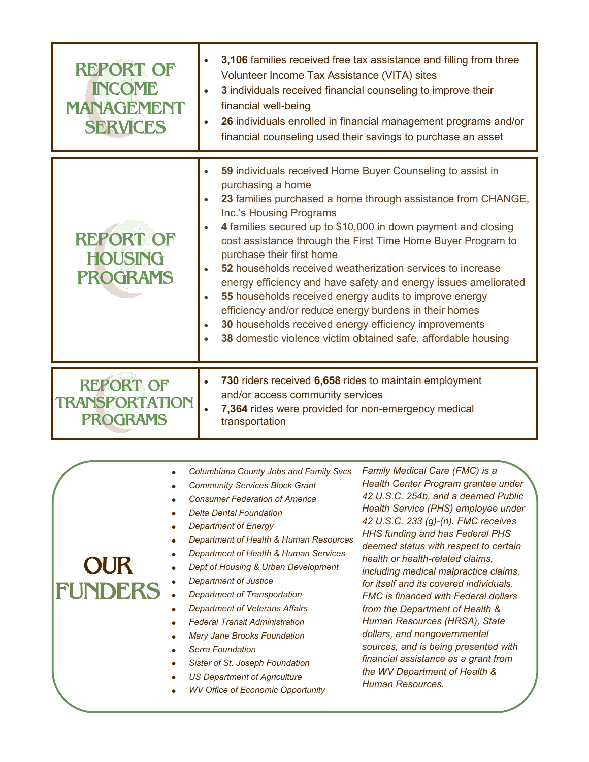## Report of Income Management Services

- **3,106** families received free tax assistance and filling from three Volunteer Income Tax Assistance (VITA) sites
- **3** individuals received financial counseling to improve their financial well-being
- **26** individuals enrolled in financial management programs and/or financial counseling used their savings to purchase an asset

## Report of Housing Programs

- **59** individuals received Home Buyer Counseling to assist in purchasing a home
- **23** families purchased a home through assistance from CHANGE, Inc.'s Housing Programs
- **4** families secured up to $10,000 in down payment and closing cost assistance through the First Time Home Buyer Program to purchase their first home
- **52** households received weatherization services to increase energy efficiency and have safety and energy issues ameliorated
- **55** households received energy audits to improve energy efficiency and/or reduce energy burdens in their homes
- **30** households received energy efficiency improvements
- **38** domestic violence victim obtained safe, affordable housing

## Report of Transportation Programs

- **730** riders received **6,658** rides to maintain employment and/or access community services
- **7,364** rides were provided for non-emergency medical transportation

## Our Funders

- *Columbiana County Jobs and Family Svcs*
- *Community Services Block Grant*
- *Consumer Federation of America*
- *Delta Dental Foundation*
- *Department of Energy*
- *Department of Health & Human Resources*
- *Department of Health & Human Services*
- *Dept of Housing & Urban Development*
- *Department of Justice*
- *Department of Transportation*
- *Department of Veterans Affairs*
- *Federal Transit Administration*
- *Mary Jane Brooks Foundation*
- *Serra Foundation*
- *Sister of St. Joseph Foundation*
- *US Department of Agriculture*
- *WV Office of Economic Opportunity*

*Family Medical Care (FMC) is a Health Center Program grantee under 42 U.S.C. 254b, and a deemed Public Health Service (PHS) employee under 42 U.S.C. 233 (g)-(n). FMC receives HHS funding and has Federal PHS deemed status with respect to certain health or health-related claims, including medical malpractice claims, for itself and its covered individuals. FMC is financed with Federal dollars from the Department of Health & Human Resources (HRSA), State dollars, and nongovernmental sources, and is being presented with financial assistance as a grant from the WV Department of Health & Human Resources.*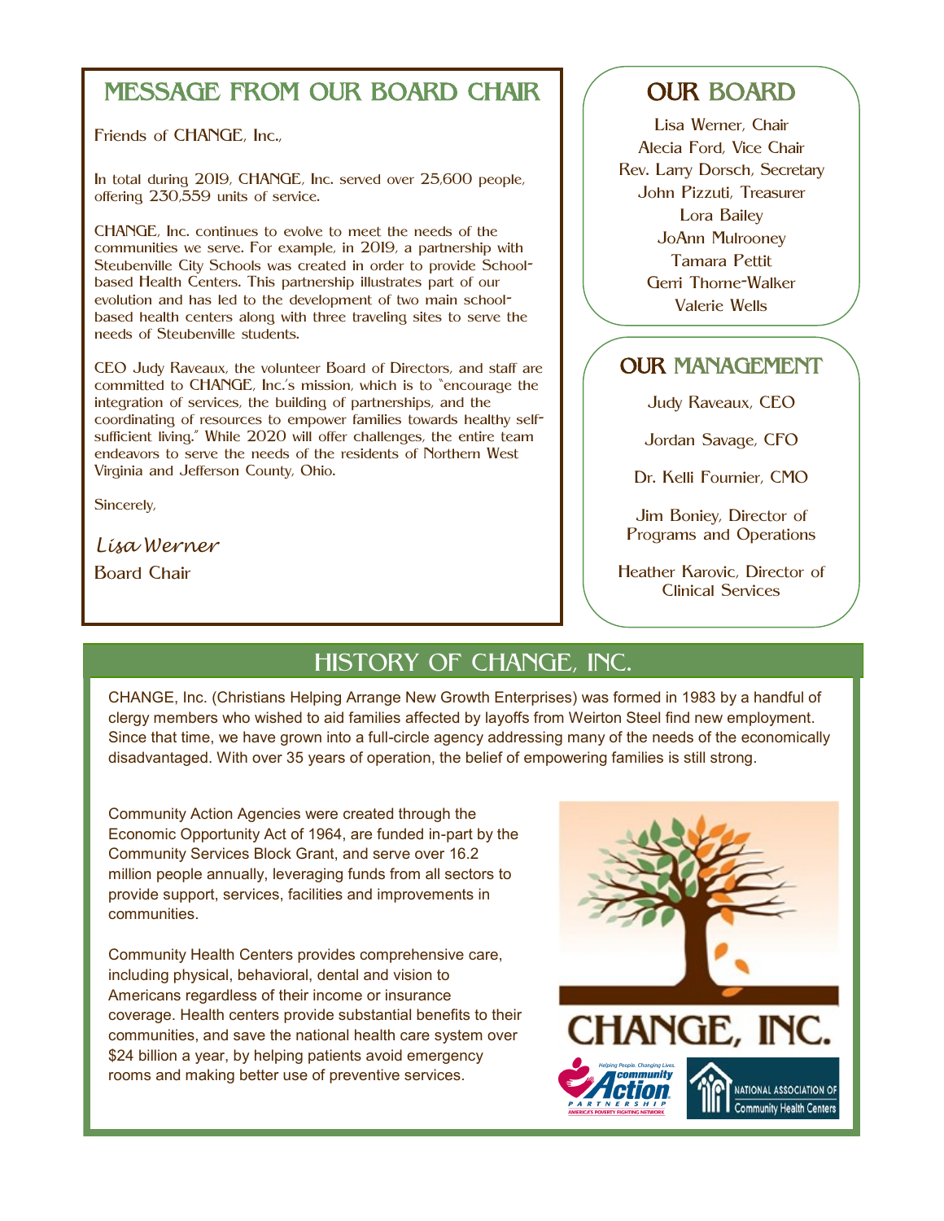## MESSAGE FROM OUR BOARD CHAIR

Friends of CHANGE, Inc.,

In total during 2019, CHANGE, Inc. served over 25,600 people, offering 230,559 units of service.

CHANGE, Inc. continues to evolve to meet the needs of the communities we serve. For example, in 2019, a partnership with Steubenville City Schools was created in order to provide School-based Health Centers. This partnership illustrates part of our evolution and has led to the development of two main school-based health centers along with three traveling sites to serve the needs of Steubenville students.

CEO Judy Raveaux, the volunteer Board of Directors, and staff are committed to CHANGE, Inc.'s mission, which is to "encourage the integration of services, the building of partnerships, and the coordinating of resources to empower families towards healthy self-sufficient living." While 2020 will offer challenges, the entire team endeavors to serve the needs of the residents of Northern West Virginia and Jefferson County, Ohio.

Sincerely,

*Lisa Werner*

Board Chair

## OUR BOARD

Lisa Werner, Chair
Alecia Ford, Vice Chair
Rev. Larry Dorsch, Secretary
John Pizzuti, Treasurer
Lora Bailey
JoAnn Mulrooney
Tamara Pettit
Gerri Thorne-Walker
Valerie Wells

## OUR MANAGEMENT

Judy Raveaux, CEO

Jordan Savage, CFO

Dr. Kelli Fournier, CMO

Jim Boniey, Director of Programs and Operations

Heather Karovic, Director of Clinical Services

## HISTORY OF CHANGE, INC.

CHANGE, Inc. (Christians Helping Arrange New Growth Enterprises) was formed in 1983 by a handful of clergy members who wished to aid families affected by layoffs from Weirton Steel find new employment. Since that time, we have grown into a full-circle agency addressing many of the needs of the economically disadvantaged. With over 35 years of operation, the belief of empowering families is still strong.

Community Action Agencies were created through the Economic Opportunity Act of 1964, are funded in-part by the Community Services Block Grant, and serve over 16.2 million people annually, leveraging funds from all sectors to provide support, services, facilities and improvements in communities.

Community Health Centers provides comprehensive care, including physical, behavioral, dental and vision to Americans regardless of their income or insurance coverage. Health centers provide substantial benefits to their communities, and save the national health care system over $24 billion a year, by helping patients avoid emergency rooms and making better use of preventive services.

CHANGE, INC.

Helping People. Changing Lives. community Action PARTNERSHIP AMERICA'S POVERTY FIGHTING NETWORK

NATIONAL ASSOCIATION OF Community Health Centers